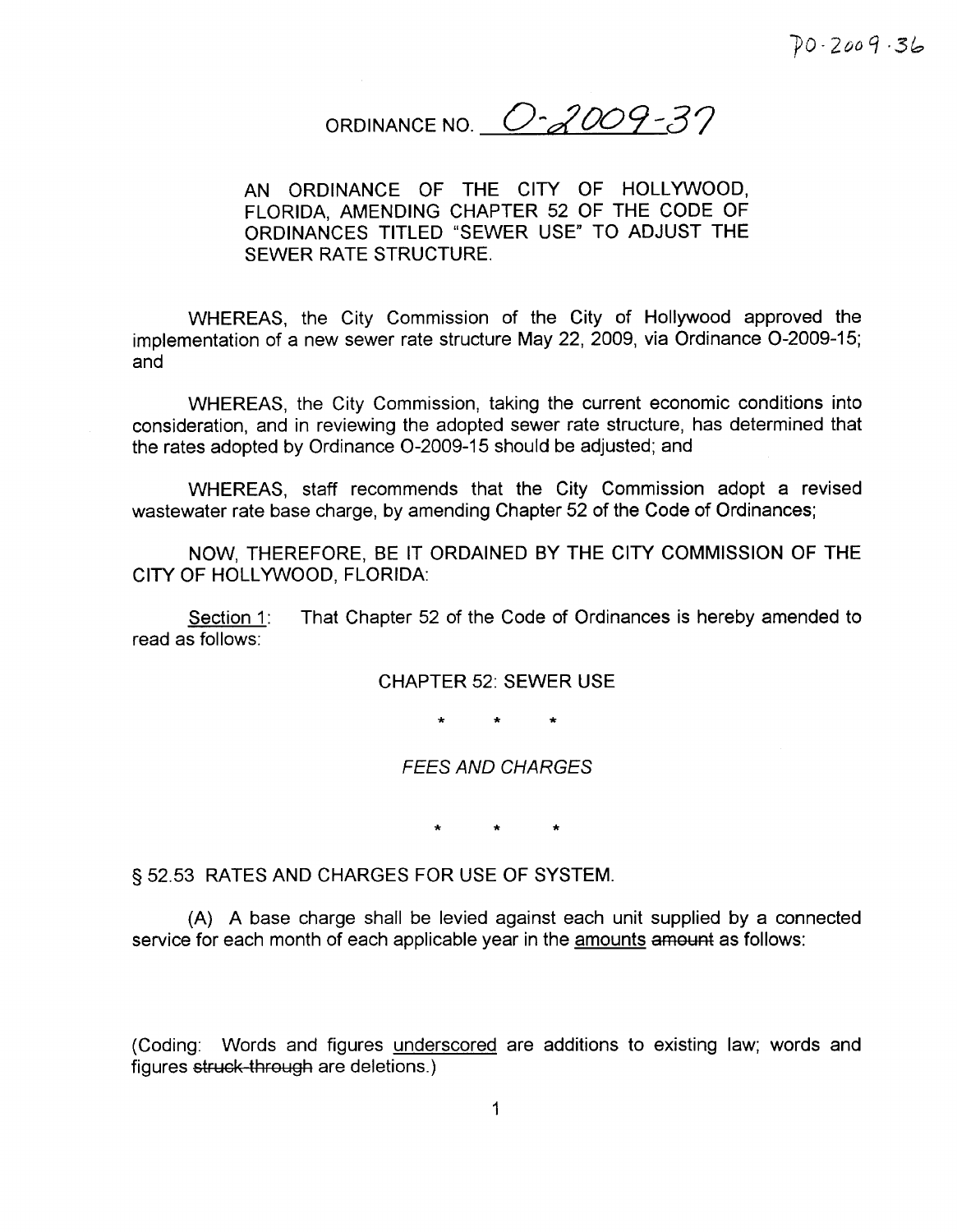PO-2009-36

# ORDINANCE NO. O-2009-37

AN ORDINANCE OF THE CITY OF HOLLYWOOD, FLORIDA, AMENDING CHAPTER 52 OF THE CODE OF ORDINANCES TITLED "SEWER USE" TO ADJUST THE SEWER RATE STRUCTURE.

WHEREAS, the City Commission of the City of Hollywood approved the implementation of a new sewer rate structure May 22, 2009, via Ordinance O-2009-15; and

WHEREAS, the City Commission, taking the current economic conditions into consideration, and in reviewing the adopted sewer rate structure, has determined that the rates adopted by Ordinance O-2009-15 should be adjusted; and

WHEREAS, staff recommends that the City Commission adopt a revised wastewater rate base charge, by amending Chapter 52 of the Code of Ordinances;

NOW, THEREFORE, BE IT ORDAINED BY THE CITY COMMISSION OF THE CITY OF HOLLYWOOD, FLORIDA:

<u>Section 1</u>: That Chapter 52 of the Code of Ordinances is hereby amended to read as follows:

CHAPTER 52: SEWER USE

\* \* \*

*FEES AND CHARGES*

\* \* \*

§ 52.53 RATES AND CHARGES FOR USE OF SYSTEM.

(A) A base charge shall be levied against each unit supplied by a connected service for each month of each applicable year in the <u>amounts</u> ~~amount~~ as follows:

(Coding: Words and figures <u>underscored</u> are additions to existing law; words and figures ~~struck-through~~ are deletions.)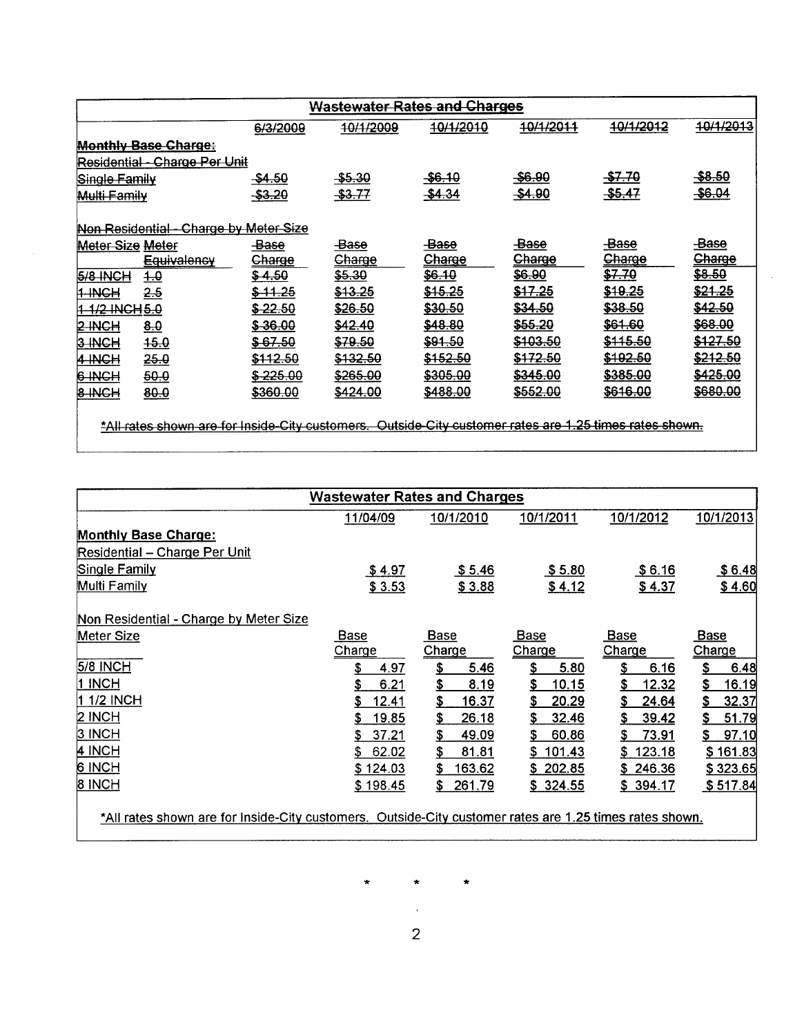~~Wastewater Rates and Charges~~

| | | ~~6/3/2009~~ | ~~10/1/2009~~ | ~~10/1/2010~~ | ~~10/1/2011~~ | ~~10/1/2012~~ | ~~10/1/2013~~ |
|---|---|---|---|---|---|---|---|
| ~~**Monthly Base Charge:**~~ | | | | | | | |
| ~~Residential - Charge Per Unit~~ | | | | | | | |
| ~~Single Family~~ | | ~~$4.50~~ | ~~$5.30~~ | ~~$6.10~~ | ~~$6.90~~ | ~~$7.70~~ | ~~$8.50~~ |
| ~~Multi Family~~ | | ~~$3.20~~ | ~~$3.77~~ | ~~$4.34~~ | ~~$4.90~~ | ~~$5.47~~ | ~~$6.04~~ |
| ~~Non Residential - Charge by Meter Size~~ | | | | | | | |
| ~~Meter Size~~ | ~~Meter Equivalency~~ | ~~Base Charge~~ | ~~Base Charge~~ | ~~Base Charge~~ | ~~Base Charge~~ | ~~Base Charge~~ | ~~Base Charge~~ |
| ~~5/8 INCH~~ | ~~1.0~~ | ~~$ 4.50~~ | ~~$5.30~~ | ~~$6.10~~ | ~~$6.90~~ | ~~$7.70~~ | ~~$8.50~~ |
| ~~1 INCH~~ | ~~2.5~~ | ~~$ 11.25~~ | ~~$13.25~~ | ~~$15.25~~ | ~~$17.25~~ | ~~$19.25~~ | ~~$21.25~~ |
| ~~1 1/2 INCH~~ | ~~5.0~~ | ~~$ 22.50~~ | ~~$26.50~~ | ~~$30.50~~ | ~~$34.50~~ | ~~$38.50~~ | ~~$42.50~~ |
| ~~2 INCH~~ | ~~8.0~~ | ~~$ 36.00~~ | ~~$42.40~~ | ~~$48.80~~ | ~~$55.20~~ | ~~$61.60~~ | ~~$68.00~~ |
| ~~3 INCH~~ | ~~15.0~~ | ~~$ 67.50~~ | ~~$79.50~~ | ~~$91.50~~ | ~~$103.50~~ | ~~$115.50~~ | ~~$127.50~~ |
| ~~4 INCH~~ | ~~25.0~~ | ~~$112.50~~ | ~~$132.50~~ | ~~$152.50~~ | ~~$172.50~~ | ~~$192.50~~ | ~~$212.50~~ |
| ~~6 INCH~~ | ~~50.0~~ | ~~$ 225.00~~ | ~~$265.00~~ | ~~$305.00~~ | ~~$345.00~~ | ~~$385.00~~ | ~~$425.00~~ |
| ~~8 INCH~~ | ~~80.0~~ | ~~$360.00~~ | ~~$424.00~~ | ~~$488.00~~ | ~~$552.00~~ | ~~$616.00~~ | ~~$680.00~~ |

~~*All rates shown are for Inside-City customers. Outside-City customer rates are 1.25 times rates shown.~~

**Wastewater Rates and Charges**

| | 11/04/09 | 10/1/2010 | 10/1/2011 | 10/1/2012 | 10/1/2013 |
|---|---|---|---|---|---|
| **Monthly Base Charge:** | | | | | |
| Residential – Charge Per Unit | | | | | |
| Single Family | $ 4.97 | $ 5.46 | $ 5.80 | $ 6.16 | $ 6.48 |
| Multi Family | $ 3.53 | $ 3.88 | $ 4.12 | $ 4.37 | $ 4.60 |
| Non Residential - Charge by Meter Size | | | | | |
| Meter Size | Base Charge | Base Charge | Base Charge | Base Charge | Base Charge |
| 5/8 INCH | $ 4.97 | $ 5.46 | $ 5.80 | $ 6.16 | $ 6.48 |
| 1 INCH | $ 6.21 | $ 8.19 | $ 10.15 | $ 12.32 | $ 16.19 |
| 1 1/2 INCH | $ 12.41 | $ 16.37 | $ 20.29 | $ 24.64 | $ 32.37 |
| 2 INCH | $ 19.85 | $ 26.18 | $ 32.46 | $ 39.42 | $ 51.79 |
| 3 INCH | $ 37.21 | $ 49.09 | $ 60.86 | $ 73.91 | $ 97.10 |
| 4 INCH | $ 62.02 | $ 81.81 | $ 101.43 | $ 123.18 | $ 161.83 |
| 6 INCH | $ 124.03 | $ 163.62 | $ 202.85 | $ 246.36 | $ 323.65 |
| 8 INCH | $ 198.45 | $ 261.79 | $ 324.55 | $ 394.17 | $ 517.84 |

*All rates shown are for Inside-City customers. Outside-City customer rates are 1.25 times rates shown.

\* \* \*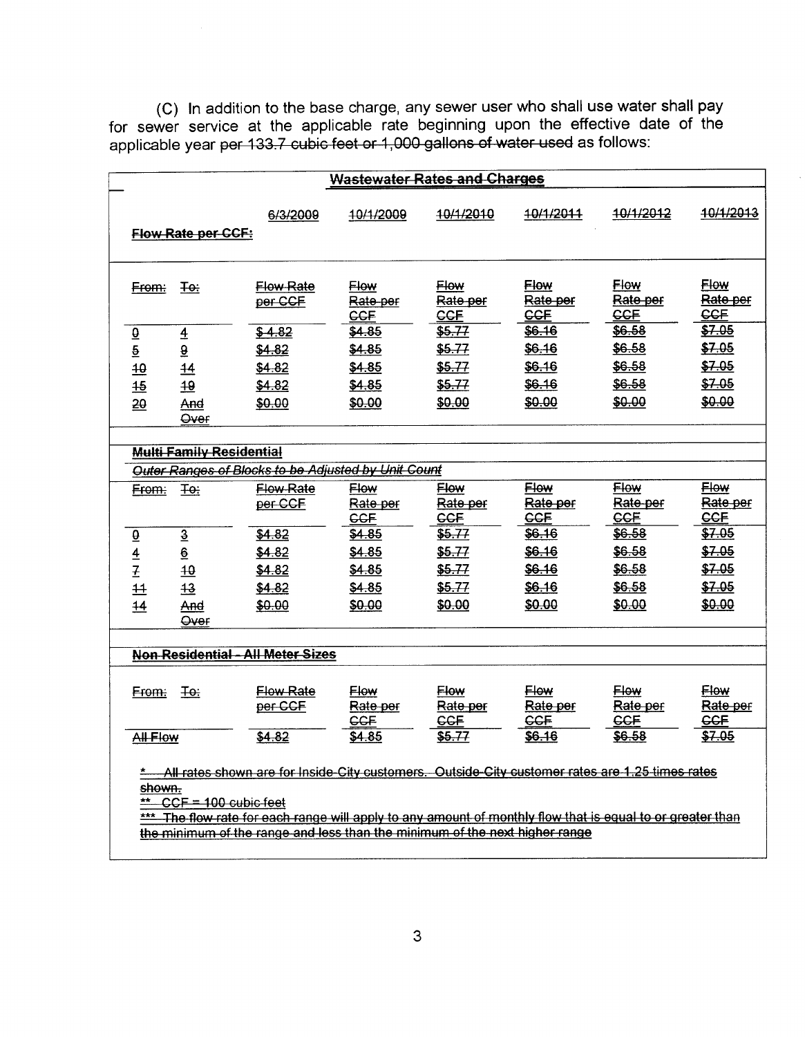(C) In addition to the base charge, any sewer user who shall use water shall pay for sewer service at the applicable rate beginning upon the effective date of the applicable year ~~per 133.7 cubic feet or 1,000 gallons of water used~~ as follows:

| ~~Wastewater Rates and Charges~~ | | | | | | | |
|---|---|---|---|---|---|---|---|
| ~~Flow Rate per CCF:~~ | | 6/3/2009 | ~~10/1/2009~~ | ~~10/1/2010~~ | ~~10/1/2011~~ | ~~10/1/2012~~ | ~~10/1/2013~~ |
| ~~From:~~ | ~~To:~~ | ~~Flow Rate per CCF~~ | ~~Flow Rate per CCF~~ | ~~Flow Rate per CCF~~ | ~~Flow Rate per CCF~~ | ~~Flow Rate per CCF~~ | ~~Flow Rate per CCF~~ |
| ~~0~~ | ~~4~~ | ~~$4.82~~ | ~~$4.85~~ | ~~$5.77~~ | ~~$6.16~~ | ~~$6.58~~ | ~~$7.05~~ |
| ~~5~~ | ~~9~~ | ~~$4.82~~ | ~~$4.85~~ | ~~$5.77~~ | ~~$6.16~~ | ~~$6.58~~ | ~~$7.05~~ |
| ~~10~~ | ~~14~~ | ~~$4.82~~ | ~~$4.85~~ | ~~$5.77~~ | ~~$6.16~~ | ~~$6.58~~ | ~~$7.05~~ |
| ~~15~~ | ~~19~~ | ~~$4.82~~ | ~~$4.85~~ | ~~$5.77~~ | ~~$6.16~~ | ~~$6.58~~ | ~~$7.05~~ |
| ~~20~~ | ~~And Over~~ | ~~$0.00~~ | ~~$0.00~~ | ~~$0.00~~ | ~~$0.00~~ | ~~$0.00~~ | ~~$0.00~~ |
| ~~Multi Family Residential~~ | | | | | | | |
| ~~*Outer Ranges of Blocks to be Adjusted by Unit Count*~~ | | | | | | | |
| ~~From:~~ | ~~To:~~ | ~~Flow Rate per CCF~~ | ~~Flow Rate per CCF~~ | ~~Flow Rate per CCF~~ | ~~Flow Rate per CCF~~ | ~~Flow Rate per CCF~~ | ~~Flow Rate per CCF~~ |
| ~~0~~ | ~~3~~ | ~~$4.82~~ | ~~$4.85~~ | ~~$5.77~~ | ~~$6.16~~ | ~~$6.58~~ | ~~$7.05~~ |
| ~~4~~ | ~~6~~ | ~~$4.82~~ | ~~$4.85~~ | ~~$5.77~~ | ~~$6.16~~ | ~~$6.58~~ | ~~$7.05~~ |
| ~~7~~ | ~~10~~ | ~~$4.82~~ | ~~$4.85~~ | ~~$5.77~~ | ~~$6.16~~ | ~~$6.58~~ | ~~$7.05~~ |
| ~~11~~ | ~~13~~ | ~~$4.82~~ | ~~$4.85~~ | ~~$5.77~~ | ~~$6.16~~ | ~~$6.58~~ | ~~$7.05~~ |
| ~~14~~ | ~~And Over~~ | ~~$0.00~~ | ~~$0.00~~ | ~~$0.00~~ | ~~$0.00~~ | ~~$0.00~~ | ~~$0.00~~ |
| ~~Non Residential - All Meter Sizes~~ | | | | | | | |
| ~~From:~~ | ~~To:~~ | ~~Flow Rate per CCF~~ | ~~Flow Rate per CCF~~ | ~~Flow Rate per CCF~~ | ~~Flow Rate per CCF~~ | ~~Flow Rate per CCF~~ | ~~Flow Rate per CCF~~ |
| ~~All Flow~~ | | ~~$4.82~~ | ~~$4.85~~ | ~~$5.77~~ | ~~$6.16~~ | ~~$6.58~~ | ~~$7.05~~ |

~~* All rates shown are for Inside-City customers. Outside-City customer rates are 1.25 times rates shown.~~

~~** CCF = 100 cubic feet~~

~~*** The flow rate for each range will apply to any amount of monthly flow that is equal to or greater than the minimum of the range and less than the minimum of the next higher range~~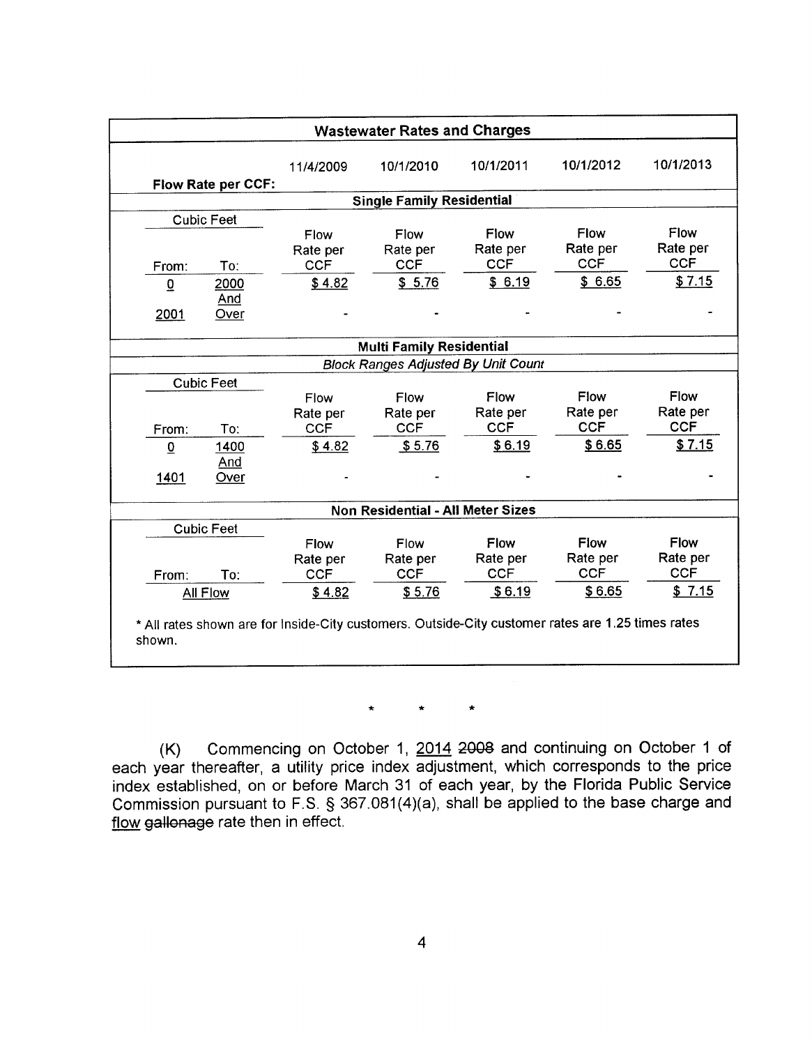| Wastewater Rates and Charges | | | | | | |
|---|---|---|---|---|---|---|
| Flow Rate per CCF: | | 11/4/2009 | 10/1/2010 | 10/1/2011 | 10/1/2012 | 10/1/2013 |
| **Single Family Residential** | | | | | | |
| Cubic Feet | | | | | | |
| From: | To: | Flow Rate per CCF | Flow Rate per CCF | Flow Rate per CCF | Flow Rate per CCF | Flow Rate per CCF |
| 0 | 2000 | $ 4.82 | $ 5.76 | $ 6.19 | $ 6.65 | $ 7.15 |
| 2001 | And Over | - | - | - | - | - |
| **Multi Family Residential** | | | | | | |
| *Block Ranges Adjusted By Unit Count* | | | | | | |
| Cubic Feet | | | | | | |
| From: | To: | Flow Rate per CCF | Flow Rate per CCF | Flow Rate per CCF | Flow Rate per CCF | Flow Rate per CCF |
| 0 | 1400 | $ 4.82 | $ 5.76 | $ 6.19 | $ 6.65 | $ 7.15 |
| 1401 | And Over | - | - | - | - | - |
| **Non Residential - All Meter Sizes** | | | | | | |
| Cubic Feet | | | | | | |
| From: | To: | Flow Rate per CCF | Flow Rate per CCF | Flow Rate per CCF | Flow Rate per CCF | Flow Rate per CCF |
| All Flow | | $ 4.82 | $ 5.76 | $ 6.19 | $ 6.65 | $ 7.15 |

* All rates shown are for Inside-City customers. Outside-City customer rates are 1.25 times rates shown.

\* \* \*

(K) Commencing on October 1, 2014 ~~2008~~ and continuing on October 1 of each year thereafter, a utility price index adjustment, which corresponds to the price index established, on or before March 31 of each year, by the Florida Public Service Commission pursuant to F.S. § 367.081(4)(a), shall be applied to the base charge and flow ~~gallonage~~ rate then in effect.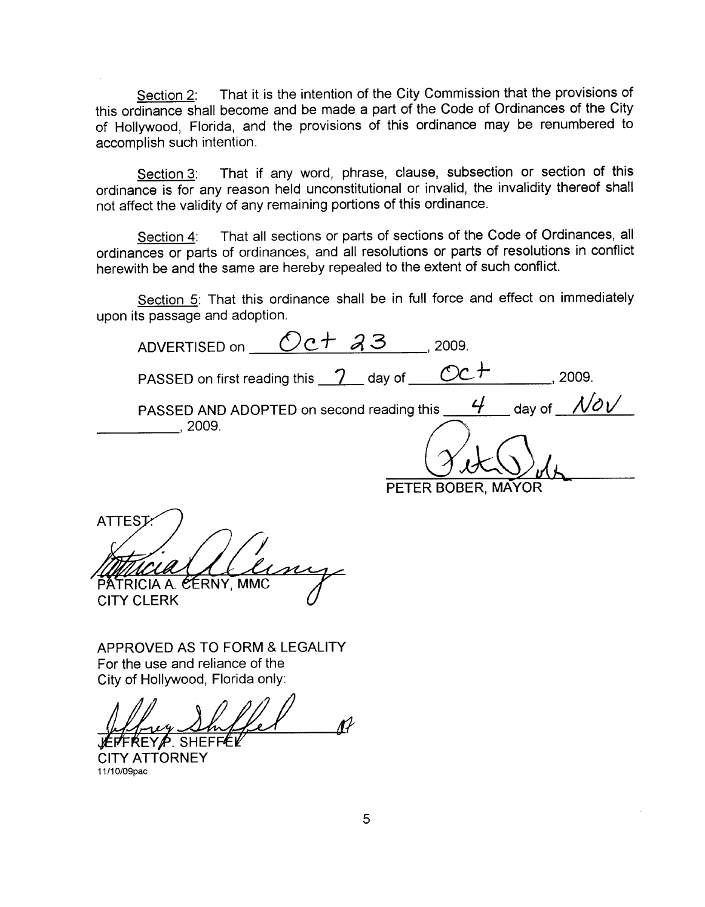Section 2: That it is the intention of the City Commission that the provisions of this ordinance shall become and be made a part of the Code of Ordinances of the City of Hollywood, Florida, and the provisions of this ordinance may be renumbered to accomplish such intention.

Section 3: That if any word, phrase, clause, subsection or section of this ordinance is for any reason held unconstitutional or invalid, the invalidity thereof shall not affect the validity of any remaining portions of this ordinance.

Section 4: That all sections or parts of sections of the Code of Ordinances, all ordinances or parts of ordinances, and all resolutions or parts of resolutions in conflict herewith be and the same are hereby repealed to the extent of such conflict.

Section 5: That this ordinance shall be in full force and effect on immediately upon its passage and adoption.

ADVERTISED on Oct 23, 2009.

PASSED on first reading this 7 day of Oct, 2009.

PASSED AND ADOPTED on second reading this 4 day of Nov, 2009.

PETER BOBER, MAYOR

ATTEST:

PATRICIA A. CERNY, MMC
CITY CLERK

APPROVED AS TO FORM & LEGALITY
For the use and reliance of the
City of Hollywood, Florida only:

JEFFREY P. SHEFFEL
CITY ATTORNEY
11/10/09pac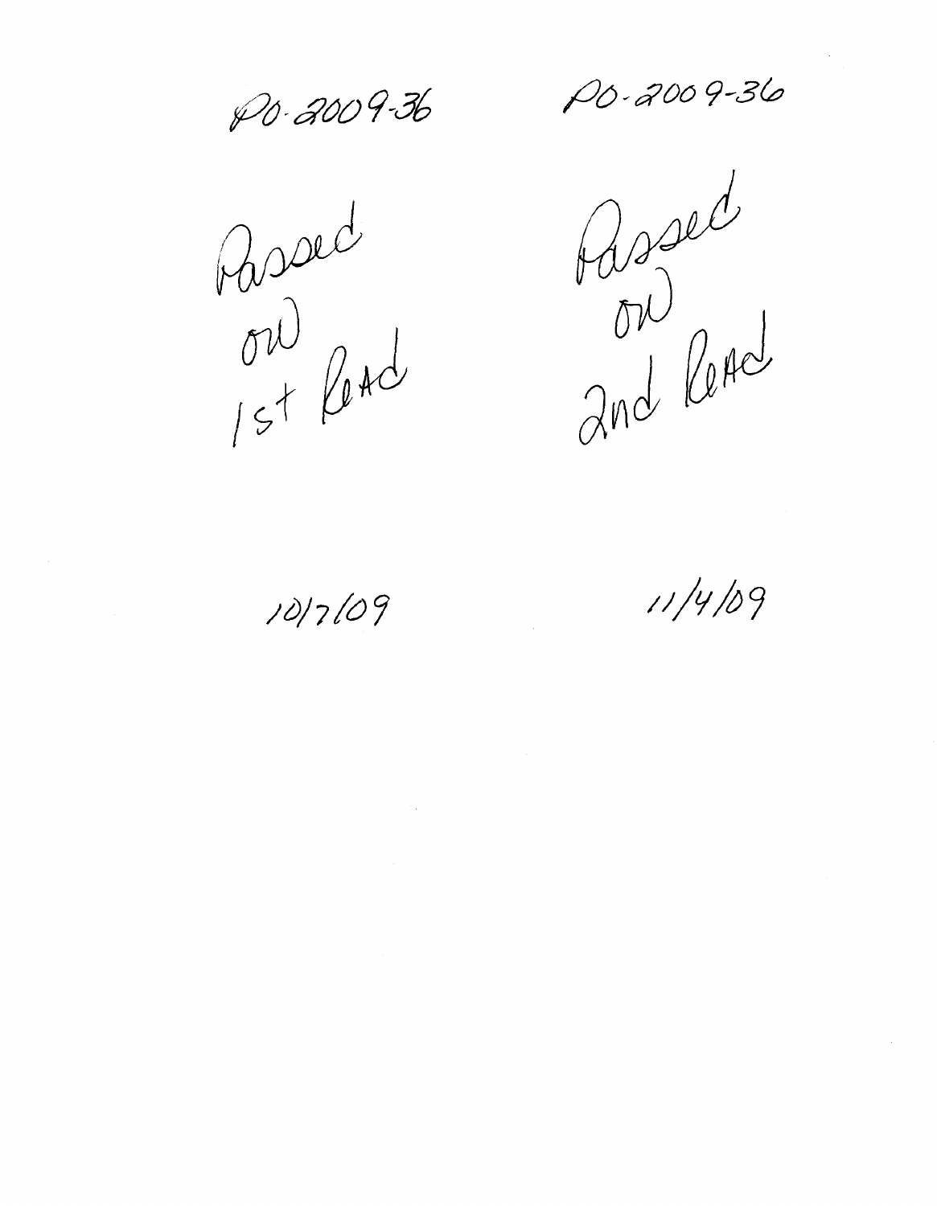PO-2009-36

Passed
on
1st Read

10/7/09

PO-2009-36

Passed
on
2nd Read

11/4/09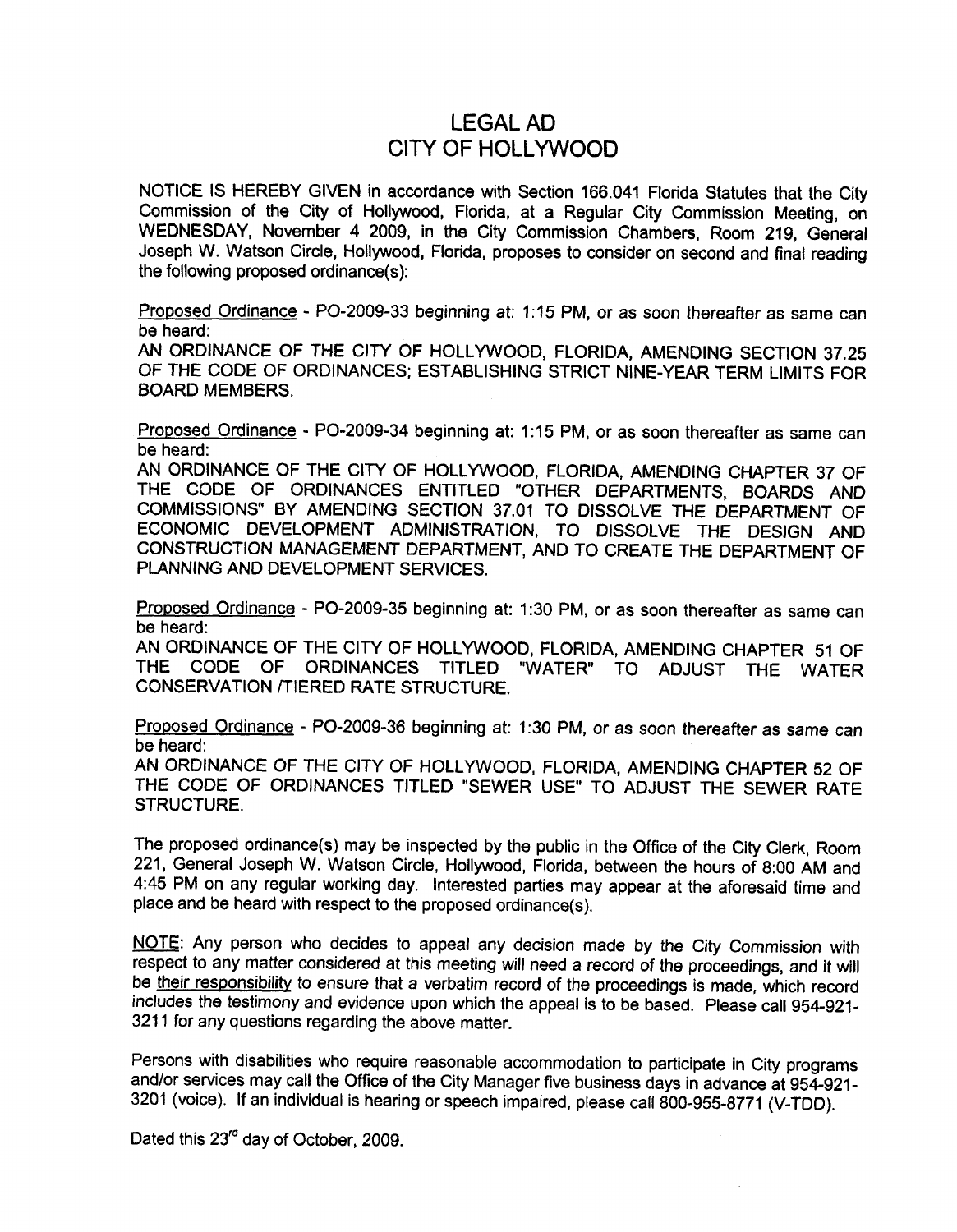# LEGAL AD
# CITY OF HOLLYWOOD

NOTICE IS HEREBY GIVEN in accordance with Section 166.041 Florida Statutes that the City Commission of the City of Hollywood, Florida, at a Regular City Commission Meeting, on WEDNESDAY, November 4 2009, in the City Commission Chambers, Room 219, General Joseph W. Watson Circle, Hollywood, Florida, proposes to consider on second and final reading the following proposed ordinance(s):

Proposed Ordinance - PO-2009-33 beginning at: 1:15 PM, or as soon thereafter as same can be heard:
AN ORDINANCE OF THE CITY OF HOLLYWOOD, FLORIDA, AMENDING SECTION 37.25 OF THE CODE OF ORDINANCES; ESTABLISHING STRICT NINE-YEAR TERM LIMITS FOR BOARD MEMBERS.

Proposed Ordinance - PO-2009-34 beginning at: 1:15 PM, or as soon thereafter as same can be heard:
AN ORDINANCE OF THE CITY OF HOLLYWOOD, FLORIDA, AMENDING CHAPTER 37 OF THE CODE OF ORDINANCES ENTITLED "OTHER DEPARTMENTS, BOARDS AND COMMISSIONS" BY AMENDING SECTION 37.01 TO DISSOLVE THE DEPARTMENT OF ECONOMIC DEVELOPMENT ADMINISTRATION, TO DISSOLVE THE DESIGN AND CONSTRUCTION MANAGEMENT DEPARTMENT, AND TO CREATE THE DEPARTMENT OF PLANNING AND DEVELOPMENT SERVICES.

Proposed Ordinance - PO-2009-35 beginning at: 1:30 PM, or as soon thereafter as same can be heard:
AN ORDINANCE OF THE CITY OF HOLLYWOOD, FLORIDA, AMENDING CHAPTER 51 OF THE CODE OF ORDINANCES TITLED "WATER" TO ADJUST THE WATER CONSERVATION /TIERED RATE STRUCTURE.

Proposed Ordinance - PO-2009-36 beginning at: 1:30 PM, or as soon thereafter as same can be heard:
AN ORDINANCE OF THE CITY OF HOLLYWOOD, FLORIDA, AMENDING CHAPTER 52 OF THE CODE OF ORDINANCES TITLED "SEWER USE" TO ADJUST THE SEWER RATE STRUCTURE.

The proposed ordinance(s) may be inspected by the public in the Office of the City Clerk, Room 221, General Joseph W. Watson Circle, Hollywood, Florida, between the hours of 8:00 AM and 4:45 PM on any regular working day. Interested parties may appear at the aforesaid time and place and be heard with respect to the proposed ordinance(s).

NOTE: Any person who decides to appeal any decision made by the City Commission with respect to any matter considered at this meeting will need a record of the proceedings, and it will be their responsibility to ensure that a verbatim record of the proceedings is made, which record includes the testimony and evidence upon which the appeal is to be based. Please call 954-921-3211 for any questions regarding the above matter.

Persons with disabilities who require reasonable accommodation to participate in City programs and/or services may call the Office of the City Manager five business days in advance at 954-921-3201 (voice). If an individual is hearing or speech impaired, please call 800-955-8771 (V-TDD).

Dated this 23rd day of October, 2009.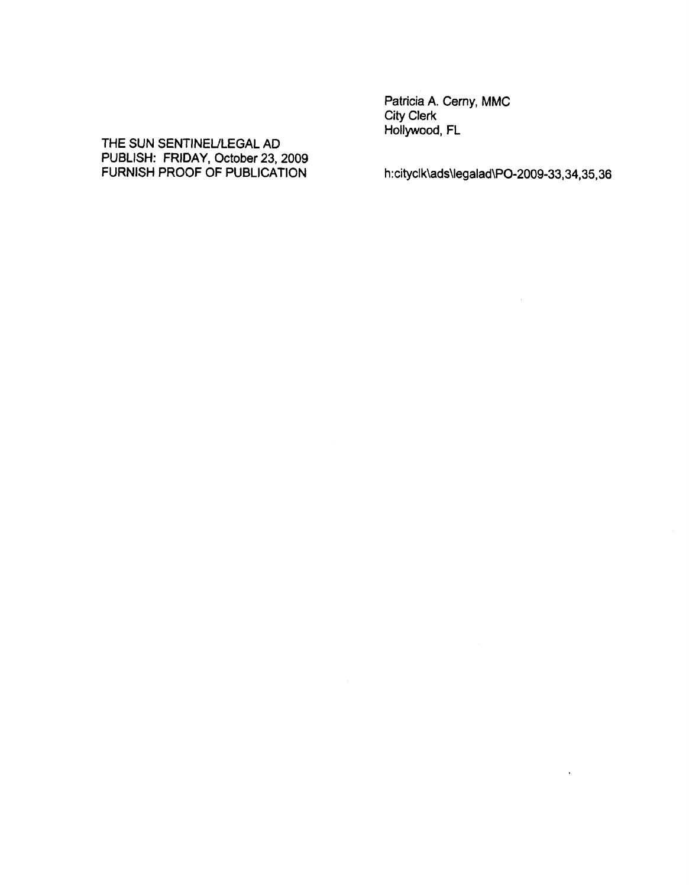Patricia A. Cerny, MMC
City Clerk
Hollywood, FL

THE SUN SENTINEL/LEGAL AD
PUBLISH: FRIDAY, October 23, 2009
FURNISH PROOF OF PUBLICATION

h:cityclk\ads\legalad\PO-2009-33,34,35,36